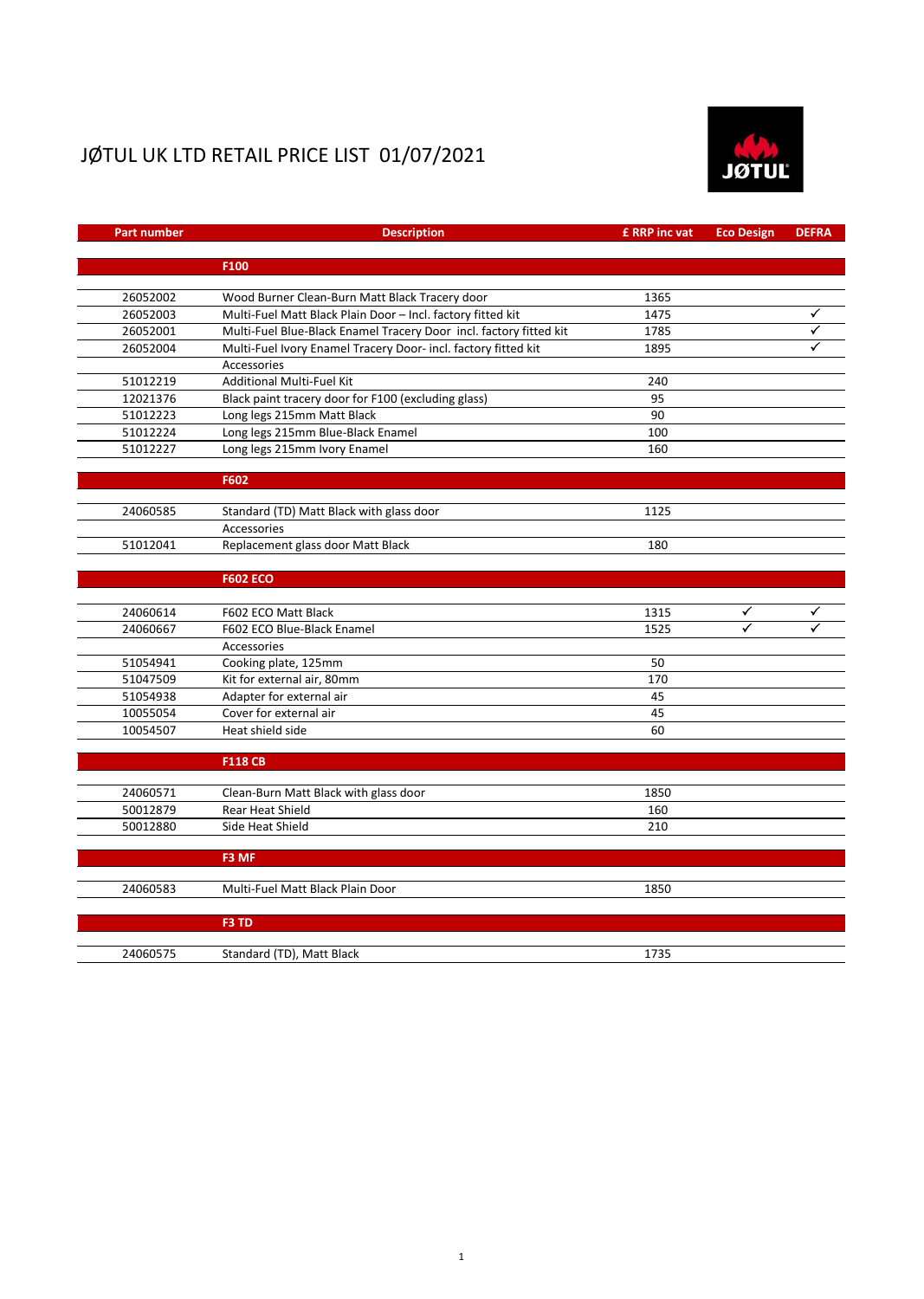# JØTUL UK LTD RETAIL PRICE LIST 01/07/2021

| Part number | Description | £ RRP inc vat | Eco Design | DEFRA |
|---|---|---|---|---|
| | **F100** | | | |
| 26052002 | Wood Burner Clean-Burn Matt Black Tracery door | 1365 | | |
| 26052003 | Multi-Fuel Matt Black Plain Door – Incl. factory fitted kit | 1475 | | ✓ |
| 26052001 | Multi-Fuel Blue-Black Enamel Tracery Door incl. factory fitted kit | 1785 | | ✓ |
| 26052004 | Multi-Fuel Ivory Enamel Tracery Door- incl. factory fitted kit | 1895 | | ✓ |
| | Accessories | | | |
| 51012219 | Additional Multi-Fuel Kit | 240 | | |
| 12021376 | Black paint tracery door for F100 (excluding glass) | 95 | | |
| 51012223 | Long legs 215mm Matt Black | 90 | | |
| 51012224 | Long legs 215mm Blue-Black Enamel | 100 | | |
| 51012227 | Long legs 215mm Ivory Enamel | 160 | | |
| | **F602** | | | |
| 24060585 | Standard (TD) Matt Black with glass door | 1125 | | |
| | Accessories | | | |
| 51012041 | Replacement glass door Matt Black | 180 | | |
| | **F602 ECO** | | | |
| 24060614 | F602 ECO Matt Black | 1315 | ✓ | ✓ |
| 24060667 | F602 ECO Blue-Black Enamel | 1525 | ✓ | ✓ |
| | Accessories | | | |
| 51054941 | Cooking plate, 125mm | 50 | | |
| 51047509 | Kit for external air, 80mm | 170 | | |
| 51054938 | Adapter for external air | 45 | | |
| 10055054 | Cover for external air | 45 | | |
| 10054507 | Heat shield side | 60 | | |
| | **F118 CB** | | | |
| 24060571 | Clean-Burn Matt Black with glass door | 1850 | | |
| 50012879 | Rear Heat Shield | 160 | | |
| 50012880 | Side Heat Shield | 210 | | |
| | **F3 MF** | | | |
| 24060583 | Multi-Fuel Matt Black Plain Door | 1850 | | |
| | **F3 TD** | | | |
| 24060575 | Standard (TD), Matt Black | 1735 | | |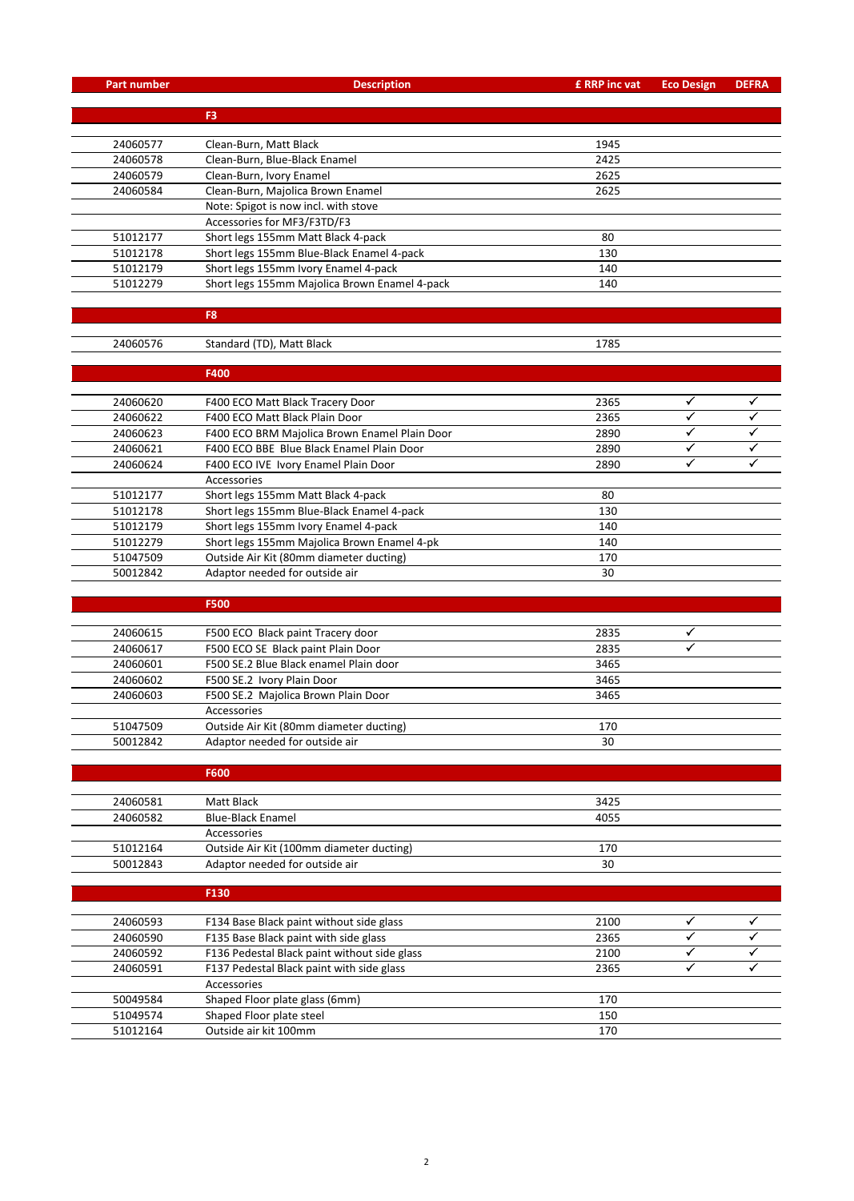| Part number | Description | £ RRP inc vat | Eco Design | DEFRA |
|---|---|---|---|---|
| | **F3** | | | |
| 24060577 | Clean-Burn, Matt Black | 1945 | | |
| 24060578 | Clean-Burn, Blue-Black Enamel | 2425 | | |
| 24060579 | Clean-Burn, Ivory Enamel | 2625 | | |
| 24060584 | Clean-Burn, Majolica Brown Enamel | 2625 | | |
| | Note: Spigot is now incl. with stove | | | |
| | Accessories for MF3/F3TD/F3 | | | |
| 51012177 | Short legs 155mm Matt Black 4-pack | 80 | | |
| 51012178 | Short legs 155mm Blue-Black Enamel 4-pack | 130 | | |
| 51012179 | Short legs 155mm Ivory Enamel 4-pack | 140 | | |
| 51012279 | Short legs 155mm Majolica Brown Enamel 4-pack | 140 | | |
| | **F8** | | | |
| 24060576 | Standard (TD), Matt Black | 1785 | | |
| | **F400** | | | |
| 24060620 | F400 ECO Matt Black Tracery Door | 2365 | ✓ | ✓ |
| 24060622 | F400 ECO Matt Black Plain Door | 2365 | ✓ | ✓ |
| 24060623 | F400 ECO BRM Majolica Brown Enamel Plain Door | 2890 | ✓ | ✓ |
| 24060621 | F400 ECO BBE Blue Black Enamel Plain Door | 2890 | ✓ | ✓ |
| 24060624 | F400 ECO IVE Ivory Enamel Plain Door | 2890 | ✓ | ✓ |
| | Accessories | | | |
| 51012177 | Short legs 155mm Matt Black 4-pack | 80 | | |
| 51012178 | Short legs 155mm Blue-Black Enamel 4-pack | 130 | | |
| 51012179 | Short legs 155mm Ivory Enamel 4-pack | 140 | | |
| 51012279 | Short legs 155mm Majolica Brown Enamel 4-pk | 140 | | |
| 51047509 | Outside Air Kit (80mm diameter ducting) | 170 | | |
| 50012842 | Adaptor needed for outside air | 30 | | |
| | **F500** | | | |
| 24060615 | F500 ECO Black paint Tracery door | 2835 | ✓ | |
| 24060617 | F500 ECO SE Black paint Plain Door | 2835 | ✓ | |
| 24060601 | F500 SE.2 Blue Black enamel Plain door | 3465 | | |
| 24060602 | F500 SE.2 Ivory Plain Door | 3465 | | |
| 24060603 | F500 SE.2 Majolica Brown Plain Door | 3465 | | |
| | Accessories | | | |
| 51047509 | Outside Air Kit (80mm diameter ducting) | 170 | | |
| 50012842 | Adaptor needed for outside air | 30 | | |
| | **F600** | | | |
| 24060581 | Matt Black | 3425 | | |
| 24060582 | Blue-Black Enamel | 4055 | | |
| | Accessories | | | |
| 51012164 | Outside Air Kit (100mm diameter ducting) | 170 | | |
| 50012843 | Adaptor needed for outside air | 30 | | |
| | **F130** | | | |
| 24060593 | F134 Base Black paint without side glass | 2100 | ✓ | ✓ |
| 24060590 | F135 Base Black paint with side glass | 2365 | ✓ | ✓ |
| 24060592 | F136 Pedestal Black paint without side glass | 2100 | ✓ | ✓ |
| 24060591 | F137 Pedestal Black paint with side glass | 2365 | ✓ | ✓ |
| | Accessories | | | |
| 50049584 | Shaped Floor plate glass (6mm) | 170 | | |
| 51049574 | Shaped Floor plate steel | 150 | | |
| 51012164 | Outside air kit 100mm | 170 | | |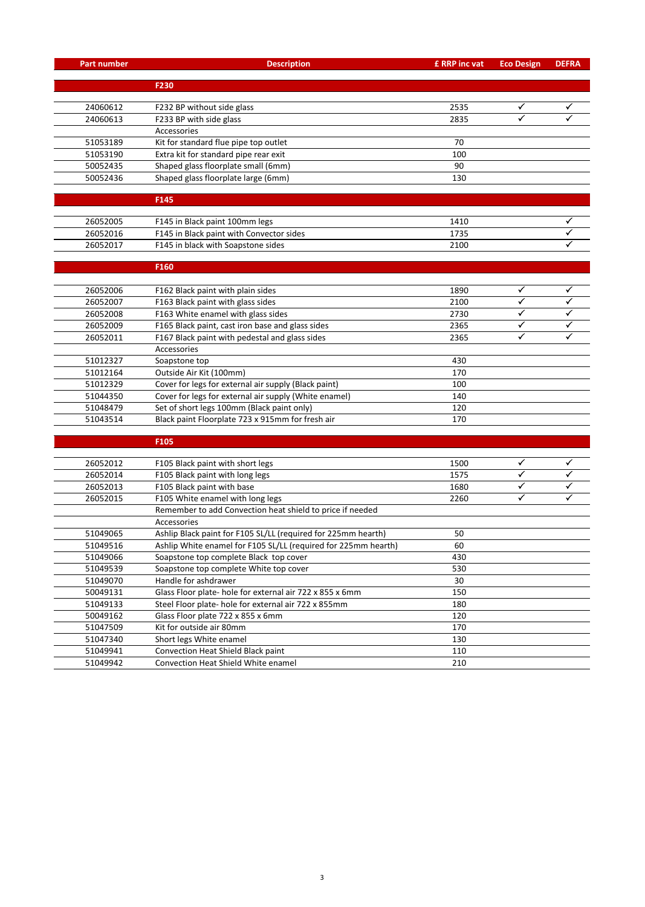| Part number | Description | £ RRP inc vat | Eco Design | DEFRA |
|---|---|---|---|---|
| | **F230** | | | |
| 24060612 | F232 BP without side glass | 2535 | ✓ | ✓ |
| 24060613 | F233 BP with side glass | 2835 | ✓ | ✓ |
| | Accessories | | | |
| 51053189 | Kit for standard flue pipe top outlet | 70 | | |
| 51053190 | Extra kit for standard pipe rear exit | 100 | | |
| 50052435 | Shaped glass floorplate small (6mm) | 90 | | |
| 50052436 | Shaped glass floorplate large (6mm) | 130 | | |
| | **F145** | | | |
| 26052005 | F145 in Black paint 100mm legs | 1410 | | ✓ |
| 26052016 | F145 in Black paint with Convector sides | 1735 | | ✓ |
| 26052017 | F145 in black with Soapstone sides | 2100 | | ✓ |
| | **F160** | | | |
| 26052006 | F162 Black paint with plain sides | 1890 | ✓ | ✓ |
| 26052007 | F163 Black paint with glass sides | 2100 | ✓ | ✓ |
| 26052008 | F163 White enamel with glass sides | 2730 | ✓ | ✓ |
| 26052009 | F165 Black paint, cast iron base and glass sides | 2365 | ✓ | ✓ |
| 26052011 | F167 Black paint with pedestal and glass sides | 2365 | ✓ | ✓ |
| | Accessories | | | |
| 51012327 | Soapstone top | 430 | | |
| 51012164 | Outside Air Kit (100mm) | 170 | | |
| 51012329 | Cover for legs for external air supply (Black paint) | 100 | | |
| 51044350 | Cover for legs for external air supply (White enamel) | 140 | | |
| 51048479 | Set of short legs 100mm (Black paint only) | 120 | | |
| 51043514 | Black paint Floorplate 723 x 915mm for fresh air | 170 | | |
| | **F105** | | | |
| 26052012 | F105 Black paint with short legs | 1500 | ✓ | ✓ |
| 26052014 | F105 Black paint with long legs | 1575 | ✓ | ✓ |
| 26052013 | F105 Black paint with base | 1680 | ✓ | ✓ |
| 26052015 | F105 White enamel with long legs | 2260 | ✓ | ✓ |
| | Remember to add Convection heat shield to price if needed | | | |
| | Accessories | | | |
| 51049065 | Ashlip Black paint for F105 SL/LL (required for 225mm hearth) | 50 | | |
| 51049516 | Ashlip White enamel for F105 SL/LL (required for 225mm hearth) | 60 | | |
| 51049066 | Soapstone top complete Black top cover | 430 | | |
| 51049539 | Soapstone top complete White top cover | 530 | | |
| 51049070 | Handle for ashdrawer | 30 | | |
| 50049131 | Glass Floor plate- hole for external air 722 x 855 x 6mm | 150 | | |
| 51049133 | Steel Floor plate- hole for external air 722 x 855mm | 180 | | |
| 50049162 | Glass Floor plate 722 x 855 x 6mm | 120 | | |
| 51047509 | Kit for outside air 80mm | 170 | | |
| 51047340 | Short legs White enamel | 130 | | |
| 51049941 | Convection Heat Shield Black paint | 110 | | |
| 51049942 | Convection Heat Shield White enamel | 210 | | |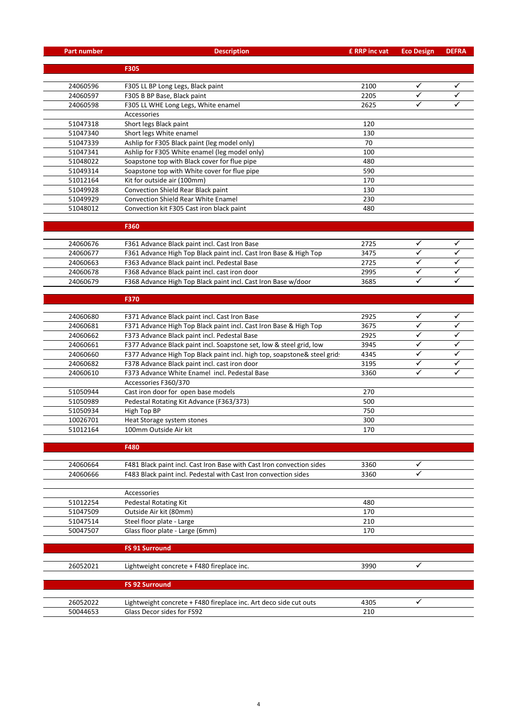| Part number | Description | £ RRP inc vat | Eco Design | DEFRA |
|---|---|---|---|---|
| | **F305** | | | |
| 24060596 | F305 LL BP Long Legs, Black paint | 2100 | ✓ | ✓ |
| 24060597 | F305 B BP Base, Black paint | 2205 | ✓ | ✓ |
| 24060598 | F305 LL WHE Long Legs, White enamel | 2625 | ✓ | ✓ |
| | Accessories | | | |
| 51047318 | Short legs Black paint | 120 | | |
| 51047340 | Short legs White enamel | 130 | | |
| 51047339 | Ashlip for F305 Black paint (leg model only) | 70 | | |
| 51047341 | Ashlip for F305 White enamel (leg model only) | 100 | | |
| 51048022 | Soapstone top with Black cover for flue pipe | 480 | | |
| 51049314 | Soapstone top with White cover for flue pipe | 590 | | |
| 51012164 | Kit for outside air (100mm) | 170 | | |
| 51049928 | Convection Shield Rear Black paint | 130 | | |
| 51049929 | Convection Shield Rear White Enamel | 230 | | |
| 51048012 | Convection kit F305 Cast iron black paint | 480 | | |
| | **F360** | | | |
| 24060676 | F361 Advance Black paint incl. Cast Iron Base | 2725 | ✓ | ✓ |
| 24060677 | F361 Advance High Top Black paint incl. Cast Iron Base & High Top | 3475 | ✓ | ✓ |
| 24060663 | F363 Advance Black paint incl. Pedestal Base | 2725 | ✓ | ✓ |
| 24060678 | F368 Advance Black paint incl. cast iron door | 2995 | ✓ | ✓ |
| 24060679 | F368 Advance High Top Black paint incl. Cast Iron Base w/door | 3685 | ✓ | ✓ |
| | **F370** | | | |
| 24060680 | F371 Advance Black paint incl. Cast Iron Base | 2925 | ✓ | ✓ |
| 24060681 | F371 Advance High Top Black paint incl. Cast Iron Base & High Top | 3675 | ✓ | ✓ |
| 24060662 | F373 Advance Black paint incl. Pedestal Base | 2925 | ✓ | ✓ |
| 24060661 | F377 Advance Black paint incl. Soapstone set, low & steel grid, low | 3945 | ✓ | ✓ |
| 24060660 | F377 Advance High Top Black paint incl. high top, soapstone& steel grid: | 4345 | ✓ | ✓ |
| 24060682 | F378 Advance Black paint incl. cast iron door | 3195 | ✓ | ✓ |
| 24060610 | F373 Advance White Enamel incl. Pedestal Base | 3360 | ✓ | ✓ |
| | Accessories F360/370 | | | |
| 51050944 | Cast iron door for open base models | 270 | | |
| 51050989 | Pedestal Rotating Kit Advance (F363/373) | 500 | | |
| 51050934 | High Top BP | 750 | | |
| 10026701 | Heat Storage system stones | 300 | | |
| 51012164 | 100mm Outside Air kit | 170 | | |
| | **F480** | | | |
| 24060664 | F481 Black paint incl. Cast Iron Base with Cast Iron convection sides | 3360 | ✓ | |
| 24060666 | F483 Black paint incl. Pedestal with Cast Iron convection sides | 3360 | ✓ | |
| | Accessories | | | |
| 51012254 | Pedestal Rotating Kit | 480 | | |
| 51047509 | Outside Air kit (80mm) | 170 | | |
| 51047514 | Steel floor plate - Large | 210 | | |
| 50047507 | Glass floor plate - Large (6mm) | 170 | | |
| | **FS 91 Surround** | | | |
| 26052021 | Lightweight concrete + F480 fireplace inc. | 3990 | ✓ | |
| | **FS 92 Surround** | | | |
| 26052022 | Lightweight concrete + F480 fireplace inc. Art deco side cut outs | 4305 | ✓ | |
| 50044653 | Glass Decor sides for FS92 | 210 | | |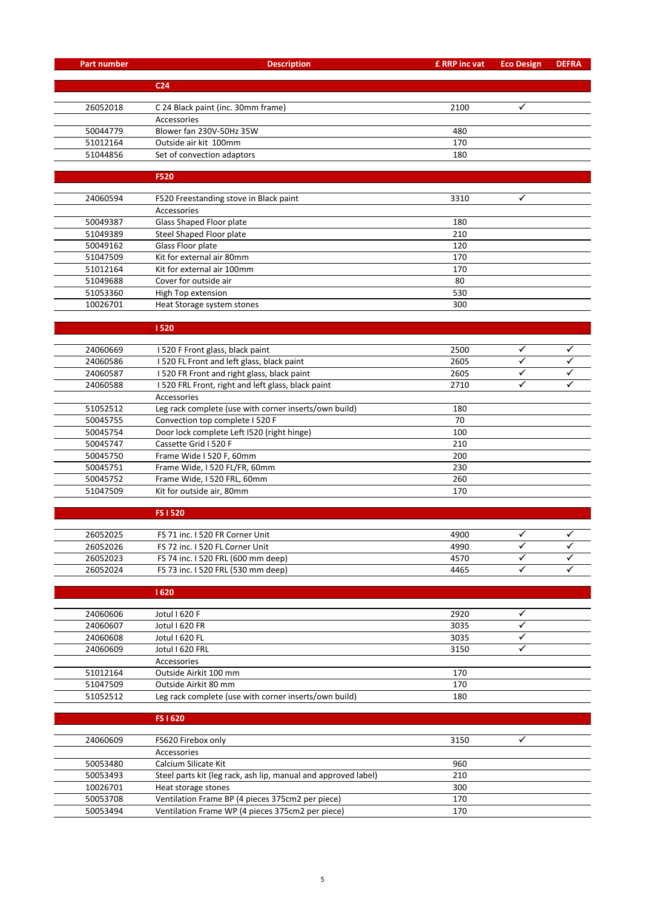| Part number | Description | £ RRP inc vat | Eco Design | DEFRA |
|---|---|---|---|---|
| | **C24** | | | |
| 26052018 | C 24 Black paint (inc. 30mm frame) | 2100 | ✓ | |
| | Accessories | | | |
| 50044779 | Blower fan 230V-50Hz 35W | 480 | | |
| 51012164 | Outside air kit 100mm | 170 | | |
| 51044856 | Set of convection adaptors | 180 | | |
| | **F520** | | | |
| 24060594 | F520 Freestanding stove in Black paint | 3310 | ✓ | |
| | Accessories | | | |
| 50049387 | Glass Shaped Floor plate | 180 | | |
| 51049389 | Steel Shaped Floor plate | 210 | | |
| 50049162 | Glass Floor plate | 120 | | |
| 51047509 | Kit for external air 80mm | 170 | | |
| 51012164 | Kit for external air 100mm | 170 | | |
| 51049688 | Cover for outside air | 80 | | |
| 51053360 | High Top extension | 530 | | |
| 10026701 | Heat Storage system stones | 300 | | |
| | **I 520** | | | |
| 24060669 | I 520 F Front glass, black paint | 2500 | ✓ | ✓ |
| 24060586 | I 520 FL Front and left glass, black paint | 2605 | ✓ | ✓ |
| 24060587 | I 520 FR Front and right glass, black paint | 2605 | ✓ | ✓ |
| 24060588 | I 520 FRL Front, right and left glass, black paint | 2710 | ✓ | ✓ |
| | Accessories | | | |
| 51052512 | Leg rack complete (use with corner inserts/own build) | 180 | | |
| 50045755 | Convection top complete I 520 F | 70 | | |
| 50045754 | Door lock complete Left I520 (right hinge) | 100 | | |
| 50045747 | Cassette Grid I 520 F | 210 | | |
| 50045750 | Frame Wide I 520 F, 60mm | 200 | | |
| 50045751 | Frame Wide, I 520 FL/FR, 60mm | 230 | | |
| 50045752 | Frame Wide, I 520 FRL, 60mm | 260 | | |
| 51047509 | Kit for outside air, 80mm | 170 | | |
| | **FS I 520** | | | |
| 26052025 | FS 71 inc. I 520 FR Corner Unit | 4900 | ✓ | ✓ |
| 26052026 | FS 72 inc. I 520 FL Corner Unit | 4990 | ✓ | ✓ |
| 26052023 | FS 74 inc. I 520 FRL (600 mm deep) | 4570 | ✓ | ✓ |
| 26052024 | FS 73 inc. I 520 FRL (530 mm deep) | 4465 | ✓ | ✓ |
| | **I 620** | | | |
| 24060606 | Jotul I 620 F | 2920 | ✓ | |
| 24060607 | Jotul I 620 FR | 3035 | ✓ | |
| 24060608 | Jotul I 620 FL | 3035 | ✓ | |
| 24060609 | Jotul I 620 FRL | 3150 | ✓ | |
| | Accessories | | | |
| 51012164 | Outside Airkit 100 mm | 170 | | |
| 51047509 | Outside Airkit 80 mm | 170 | | |
| 51052512 | Leg rack complete (use with corner inserts/own build) | 180 | | |
| | **FS I 620** | | | |
| 24060609 | FS620 Firebox only | 3150 | ✓ | |
| | Accessories | | | |
| 50053480 | Calcium Silicate Kit | 960 | | |
| 50053493 | Steel parts kit (leg rack, ash lip, manual and approved label) | 210 | | |
| 10026701 | Heat storage stones | 300 | | |
| 50053708 | Ventilation Frame BP (4 pieces 375cm2 per piece) | 170 | | |
| 50053494 | Ventilation Frame WP (4 pieces 375cm2 per piece) | 170 | | |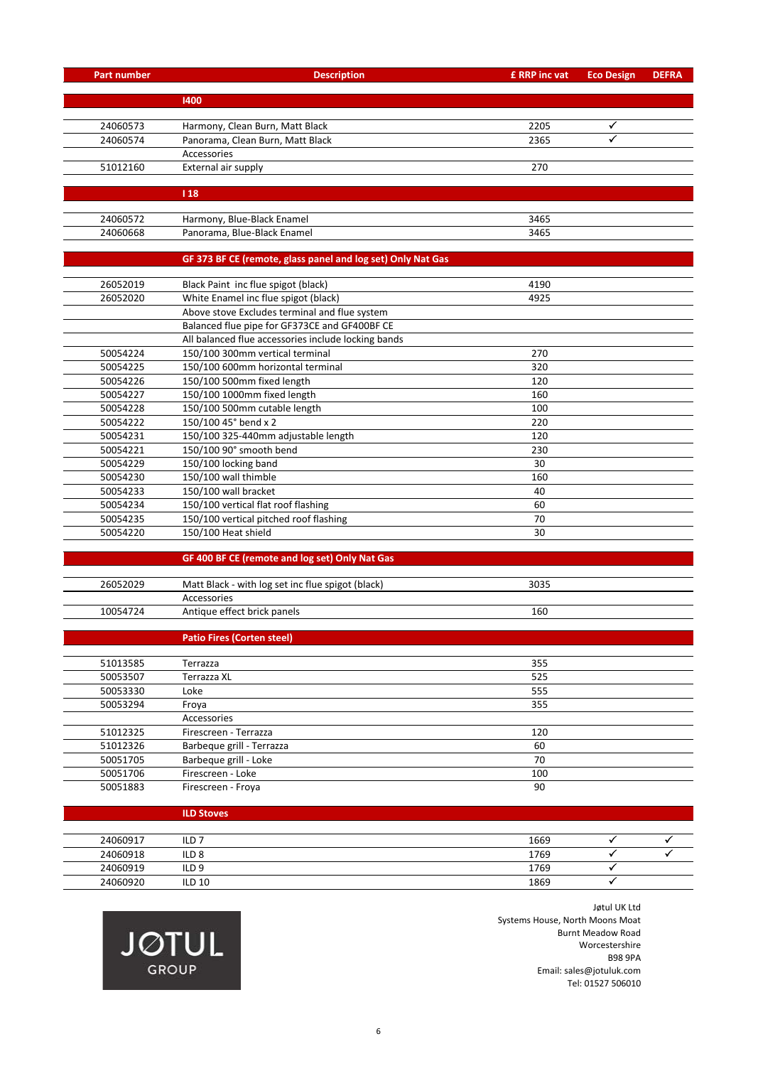| Part number | Description | £ RRP inc vat | Eco Design | DEFRA |
|---|---|---|---|---|
| | **I400** | | | |
| 24060573 | Harmony, Clean Burn, Matt Black | 2205 | ✓ | |
| 24060574 | Panorama, Clean Burn, Matt Black | 2365 | ✓ | |
| | Accessories | | | |
| 51012160 | External air supply | 270 | | |
| | **I 18** | | | |
| 24060572 | Harmony, Blue-Black Enamel | 3465 | | |
| 24060668 | Panorama, Blue-Black Enamel | 3465 | | |
| | **GF 373 BF CE (remote, glass panel and log set) Only Nat Gas** | | | |
| 26052019 | Black Paint inc flue spigot (black) | 4190 | | |
| 26052020 | White Enamel inc flue spigot (black) | 4925 | | |
| | Above stove Excludes terminal and flue system | | | |
| | Balanced flue pipe for GF373CE and GF400BF CE | | | |
| | All balanced flue accessories include locking bands | | | |
| 50054224 | 150/100 300mm vertical terminal | 270 | | |
| 50054225 | 150/100 600mm horizontal terminal | 320 | | |
| 50054226 | 150/100 500mm fixed length | 120 | | |
| 50054227 | 150/100 1000mm fixed length | 160 | | |
| 50054228 | 150/100 500mm cutable length | 100 | | |
| 50054222 | 150/100 45° bend x 2 | 220 | | |
| 50054231 | 150/100 325-440mm adjustable length | 120 | | |
| 50054221 | 150/100 90° smooth bend | 230 | | |
| 50054229 | 150/100 locking band | 30 | | |
| 50054230 | 150/100 wall thimble | 160 | | |
| 50054233 | 150/100 wall bracket | 40 | | |
| 50054234 | 150/100 vertical flat roof flashing | 60 | | |
| 50054235 | 150/100 vertical pitched roof flashing | 70 | | |
| 50054220 | 150/100 Heat shield | 30 | | |
| | **GF 400 BF CE (remote and log set) Only Nat Gas** | | | |
| 26052029 | Matt Black - with log set inc flue spigot (black) | 3035 | | |
| | Accessories | | | |
| 10054724 | Antique effect brick panels | 160 | | |
| | **Patio Fires (Corten steel)** | | | |
| 51013585 | Terrazza | 355 | | |
| 50053507 | Terrazza XL | 525 | | |
| 50053330 | Loke | 555 | | |
| 50053294 | Froya | 355 | | |
| | Accessories | | | |
| 51012325 | Firescreen - Terrazza | 120 | | |
| 51012326 | Barbeque grill - Terrazza | 60 | | |
| 50051705 | Barbeque grill - Loke | 70 | | |
| 50051706 | Firescreen - Loke | 100 | | |
| 50051883 | Firescreen - Froya | 90 | | |
| | **ILD Stoves** | | | |
| 24060917 | ILD 7 | 1669 | ✓ | ✓ |
| 24060918 | ILD 8 | 1769 | ✓ | ✓ |
| 24060919 | ILD 9 | 1769 | ✓ | |
| 24060920 | ILD 10 | 1869 | ✓ | |

JØTUL GROUP

Jøtul UK Ltd
Systems House, North Moons Moat
Burnt Meadow Road
Worcestershire
B98 9PA
Email: sales@jotuluk.com
Tel: 01527 506010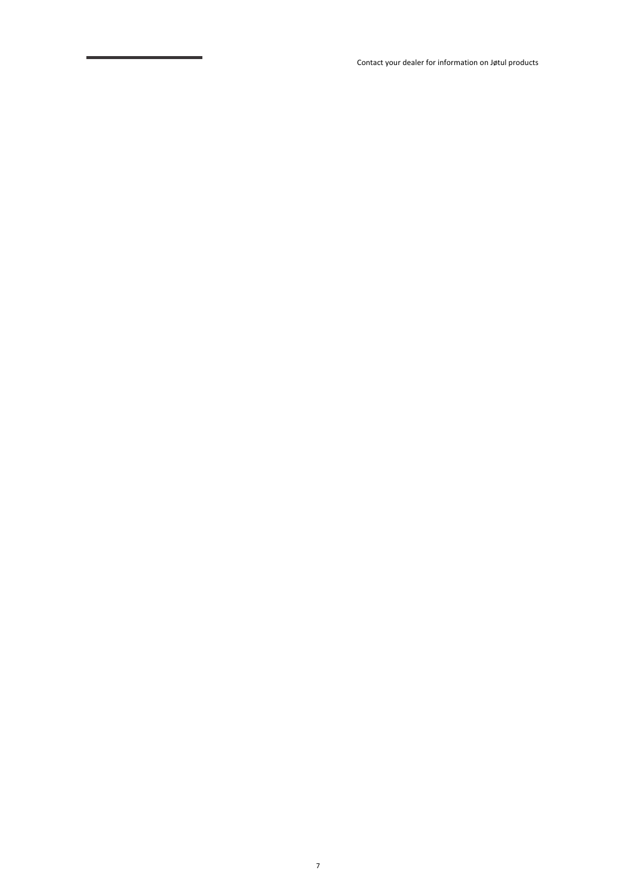Contact your dealer for information on Jøtul products